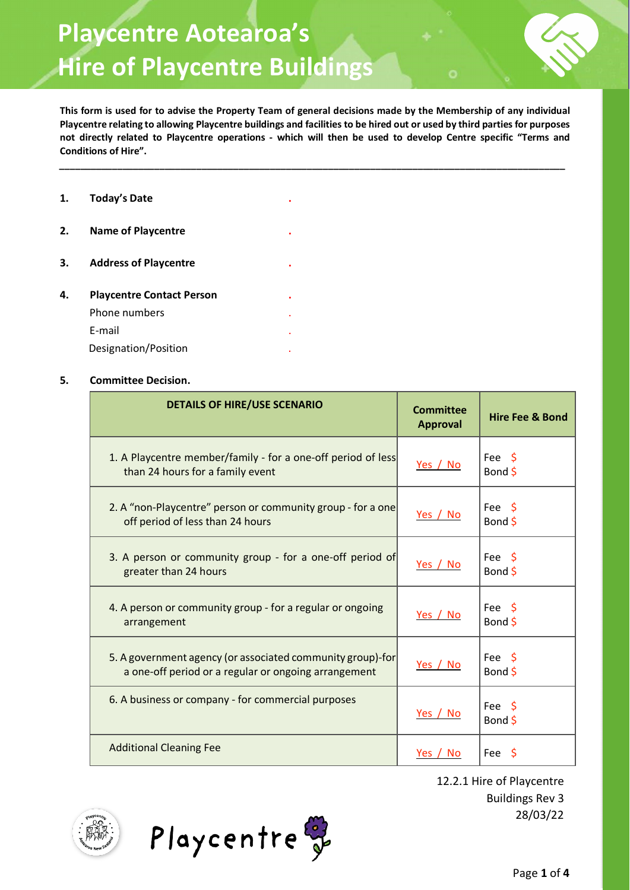# Playcentre Aotearoa's
# Hire of Playcentre Buildings

**This form is used for to advise the Property Team of general decisions made by the Membership of any individual Playcentre relating to allowing Playcentre buildings and facilities to be hired out or used by third parties for purposes not directly related to Playcentre operations - which will then be used to develop Centre specific "Terms and Conditions of Hire".**

---

1. **Today's Date** .

2. **Name of Playcentre** .

3. **Address of Playcentre** .

4. **Playcentre Contact Person** .
   Phone numbers .
   E-mail .
   Designation/Position .

5. **Committee Decision.**

| DETAILS OF HIRE/USE SCENARIO | Committee Approval | Hire Fee & Bond |
|---|---|---|
| 1. A Playcentre member/family - for a one-off period of less than 24 hours for a family event | Yes / No | Fee $<br>Bond $ |
| 2. A "non-Playcentre" person or community group - for a one off period of less than 24 hours | Yes / No | Fee $<br>Bond $ |
| 3. A person or community group - for a one-off period of greater than 24 hours | Yes / No | Fee $<br>Bond $ |
| 4. A person or community group - for a regular or ongoing arrangement | Yes / No | Fee $<br>Bond $ |
| 5. A government agency (or associated community group)-for a one-off period or a regular or ongoing arrangement | Yes / No | Fee $<br>Bond $ |
| 6. A business or company - for commercial purposes | Yes / No | Fee $<br>Bond $ |
| Additional Cleaning Fee | Yes / No | Fee $ |

12.2.1 Hire of Playcentre Buildings Rev 3
28/03/22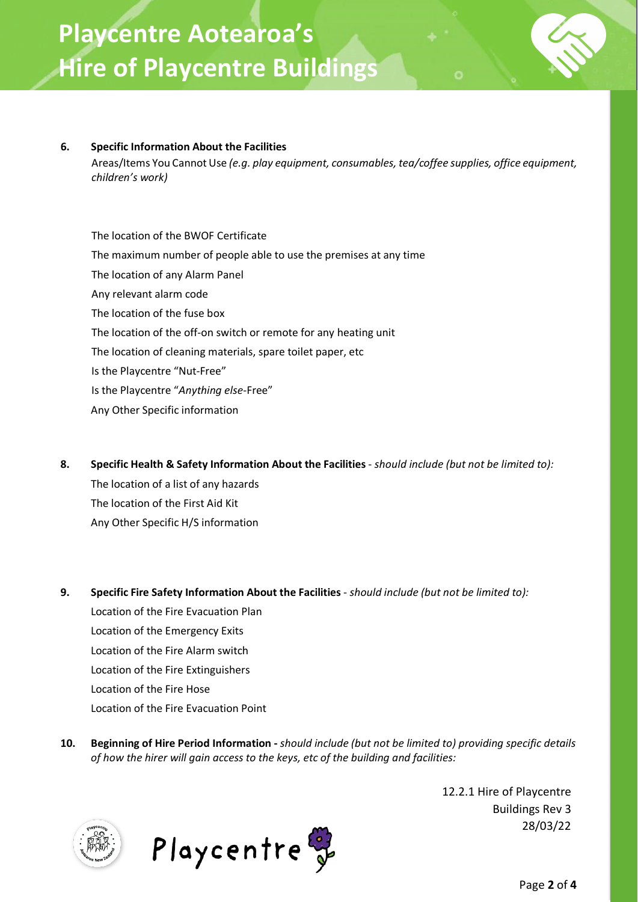**6. Specific Information About the Facilities**

Areas/Items You Cannot Use *(e.g. play equipment, consumables, tea/coffee supplies, office equipment, children's work)*

The location of the BWOF Certificate

The maximum number of people able to use the premises at any time

The location of any Alarm Panel

Any relevant alarm code

The location of the fuse box

The location of the off-on switch or remote for any heating unit

The location of cleaning materials, spare toilet paper, etc

Is the Playcentre "Nut-Free"

Is the Playcentre "*Anything else*-Free"

Any Other Specific information

**8. Specific Health & Safety Information About the Facilities** - *should include (but not be limited to):*

The location of a list of any hazards

The location of the First Aid Kit

Any Other Specific H/S information

**9. Specific Fire Safety Information About the Facilities** - *should include (but not be limited to):*

Location of the Fire Evacuation Plan

Location of the Emergency Exits

Location of the Fire Alarm switch

Location of the Fire Extinguishers

Location of the Fire Hose

Location of the Fire Evacuation Point

**10. Beginning of Hire Period Information -** *should include (but not be limited to) providing specific details of how the hirer will gain access to the keys, etc of the building and facilities:*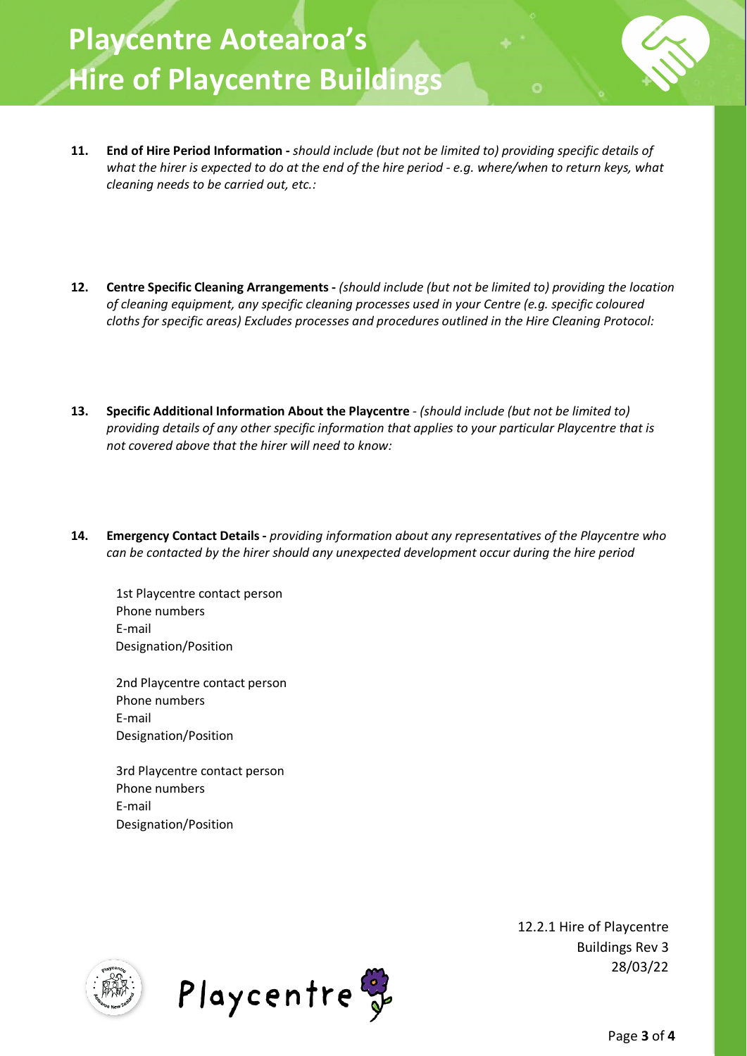**11. End of Hire Period Information -** *should include (but not be limited to) providing specific details of what the hirer is expected to do at the end of the hire period - e.g. where/when to return keys, what cleaning needs to be carried out, etc.:*

**12. Centre Specific Cleaning Arrangements -** *(should include (but not be limited to) providing the location of cleaning equipment, any specific cleaning processes used in your Centre (e.g. specific coloured cloths for specific areas) Excludes processes and procedures outlined in the Hire Cleaning Protocol:*

**13. Specific Additional Information About the Playcentre** - *(should include (but not be limited to) providing details of any other specific information that applies to your particular Playcentre that is not covered above that the hirer will need to know:*

**14. Emergency Contact Details -** *providing information about any representatives of the Playcentre who can be contacted by the hirer should any unexpected development occur during the hire period*

1st Playcentre contact person
Phone numbers
E-mail
Designation/Position

2nd Playcentre contact person
Phone numbers
E-mail
Designation/Position

3rd Playcentre contact person
Phone numbers
E-mail
Designation/Position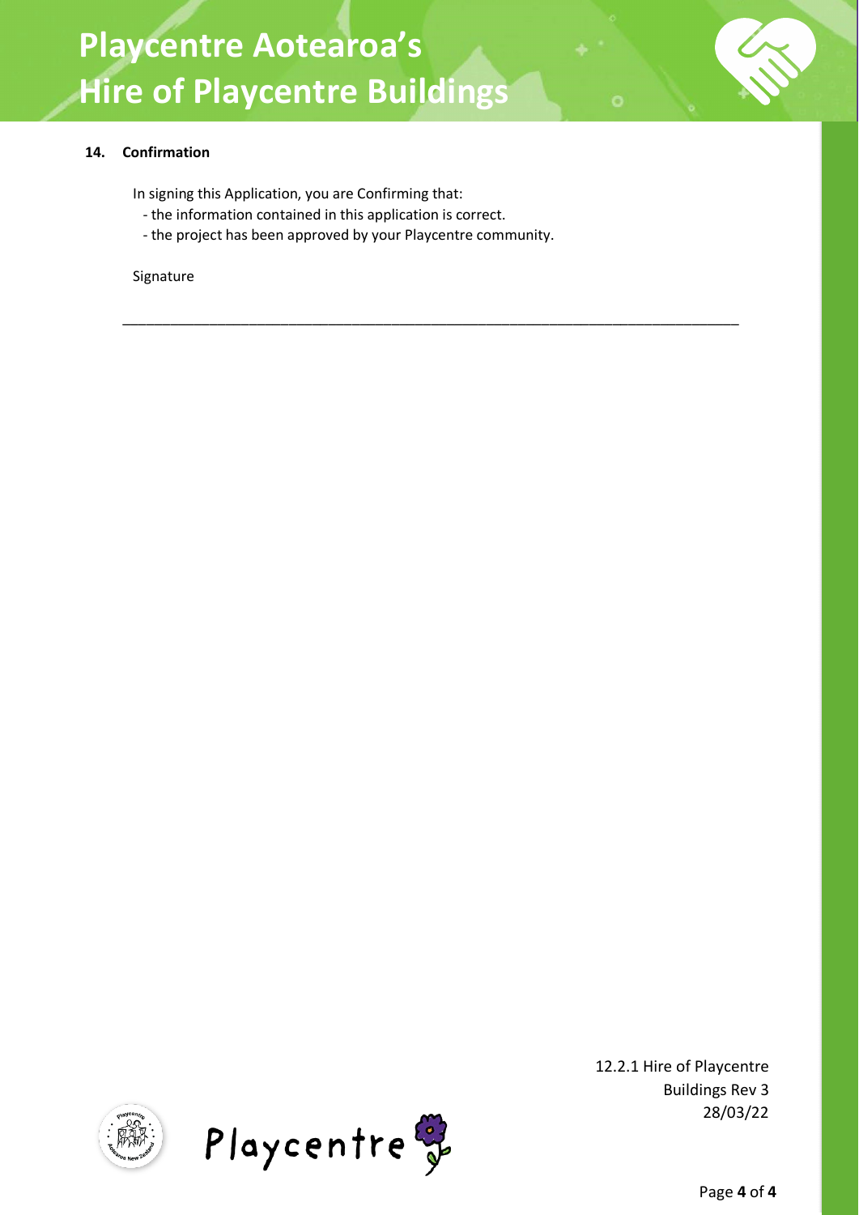## 14. Confirmation

In signing this Application, you are Confirming that:

- the information contained in this application is correct.
- the project has been approved by your Playcentre community.

Signature

\_\_\_\_\_\_\_\_\_\_\_\_\_\_\_\_\_\_\_\_\_\_\_\_\_\_\_\_\_\_\_\_\_\_\_\_\_\_\_\_\_\_\_\_\_\_\_\_\_\_\_\_\_\_\_\_\_\_\_\_\_\_\_\_\_\_\_\_\_\_\_\_\_\_\_\_